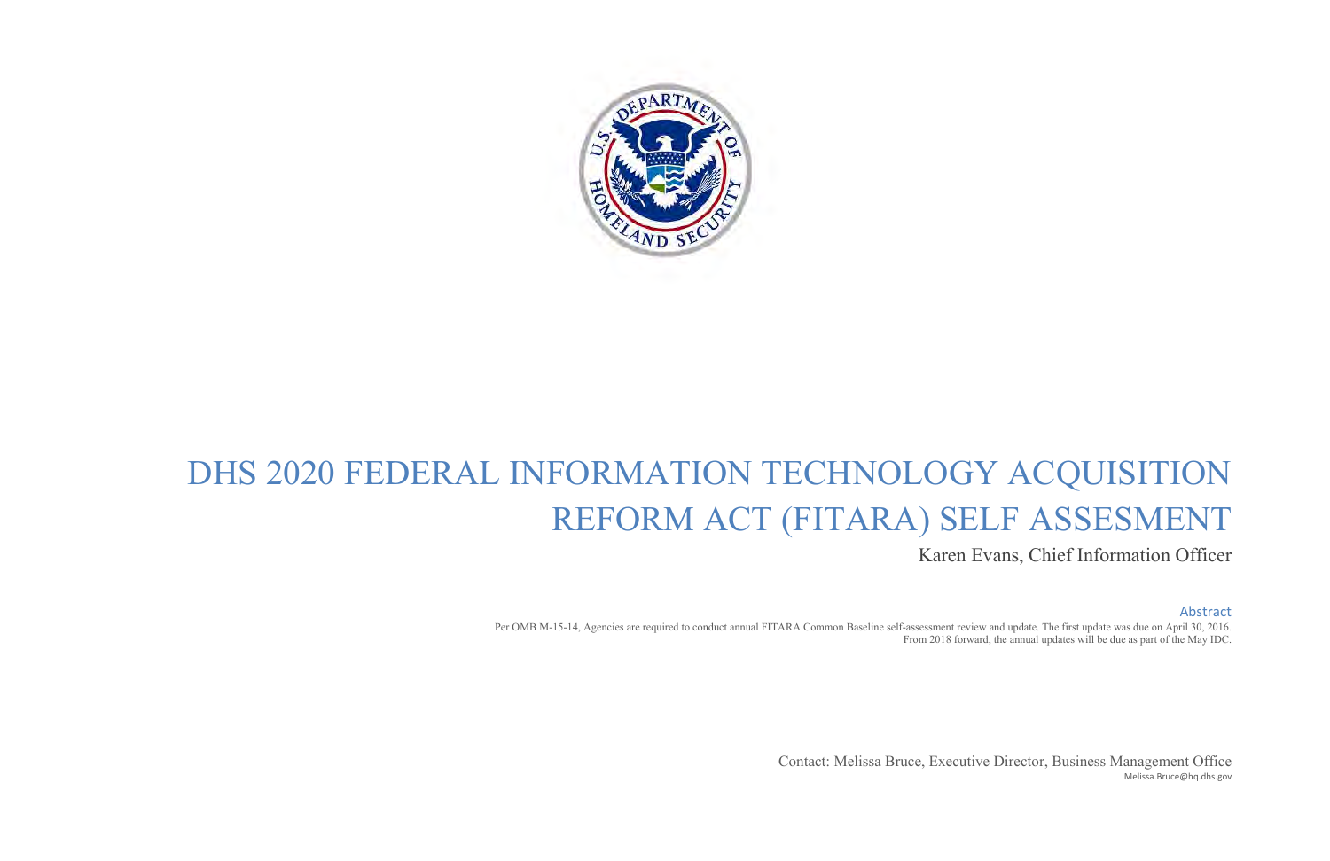# DHS 2020 FEDERAL INFORMATION TECHNOLOGY ACQUISITION REFORM ACT (FITARA) SELF ASSESMENT

Karen Evans, Chief Information Officer

## Abstract

Per OMB M-15-14, Agencies are required to conduct annual FITARA Common Baseline self-assessment review and update. The first update was due on April 30, 2016. From 2018 forward, the annual updates will be due as part of the May IDC.

Contact: Melissa Bruce, Executive Director, Business Management Office
Melissa.Bruce@hq.dhs.gov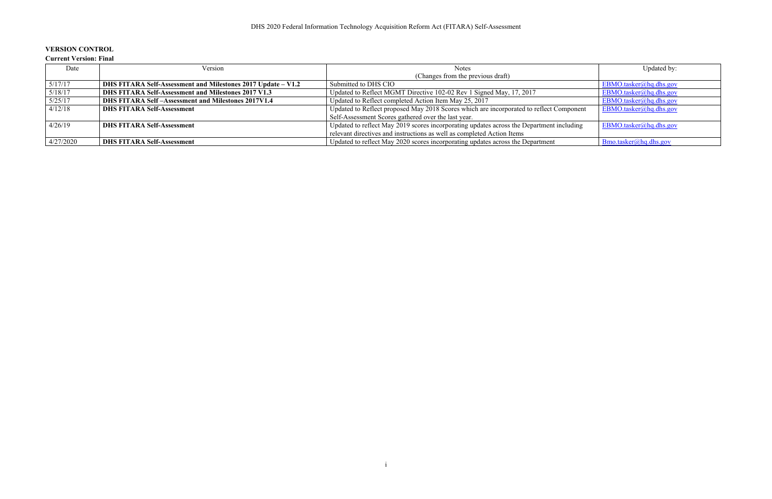**VERSION CONTROL**

**Current Version: Final**

| Date | Version | Notes (Changes from the previous draft) | Updated by: |
|---|---|---|---|
| 5/17/17 | **DHS FITARA Self-Assessment and Milestones 2017 Update – V1.2** | Submitted to DHS CIO | EBMO.tasker@hq.dhs.gov |
| 5/18/17 | **DHS FITARA Self-Assessment and Milestones 2017 V1.3** | Updated to Reflect MGMT Directive 102-02 Rev 1 Signed May, 17, 2017 | EBMO.tasker@hq.dhs.gov |
| 5/25/17 | **DHS FITARA Self –Assessment and Milestones 2017V1.4** | Updated to Reflect completed Action Item May 25, 2017 | EBMO.tasker@hq.dhs.gov |
| 4/12/18 | **DHS FITARA Self-Assessment** | Updated to Reflect proposed May 2018 Scores which are incorporated to reflect Component Self-Assessment Scores gathered over the last year. | EBMO.tasker@hq.dhs.gov |
| 4/26/19 | **DHS FITARA Self-Assessment** | Updated to reflect May 2019 scores incorporating updates across the Department including relevant directives and instructions as well as completed Action Items | EBMO.tasker@hq.dhs.gov |
| 4/27/2020 | **DHS FITARA Self-Assessment** | Updated to reflect May 2020 scores incorporating updates across the Department | Bmo.tasker@hq.dhs.gov |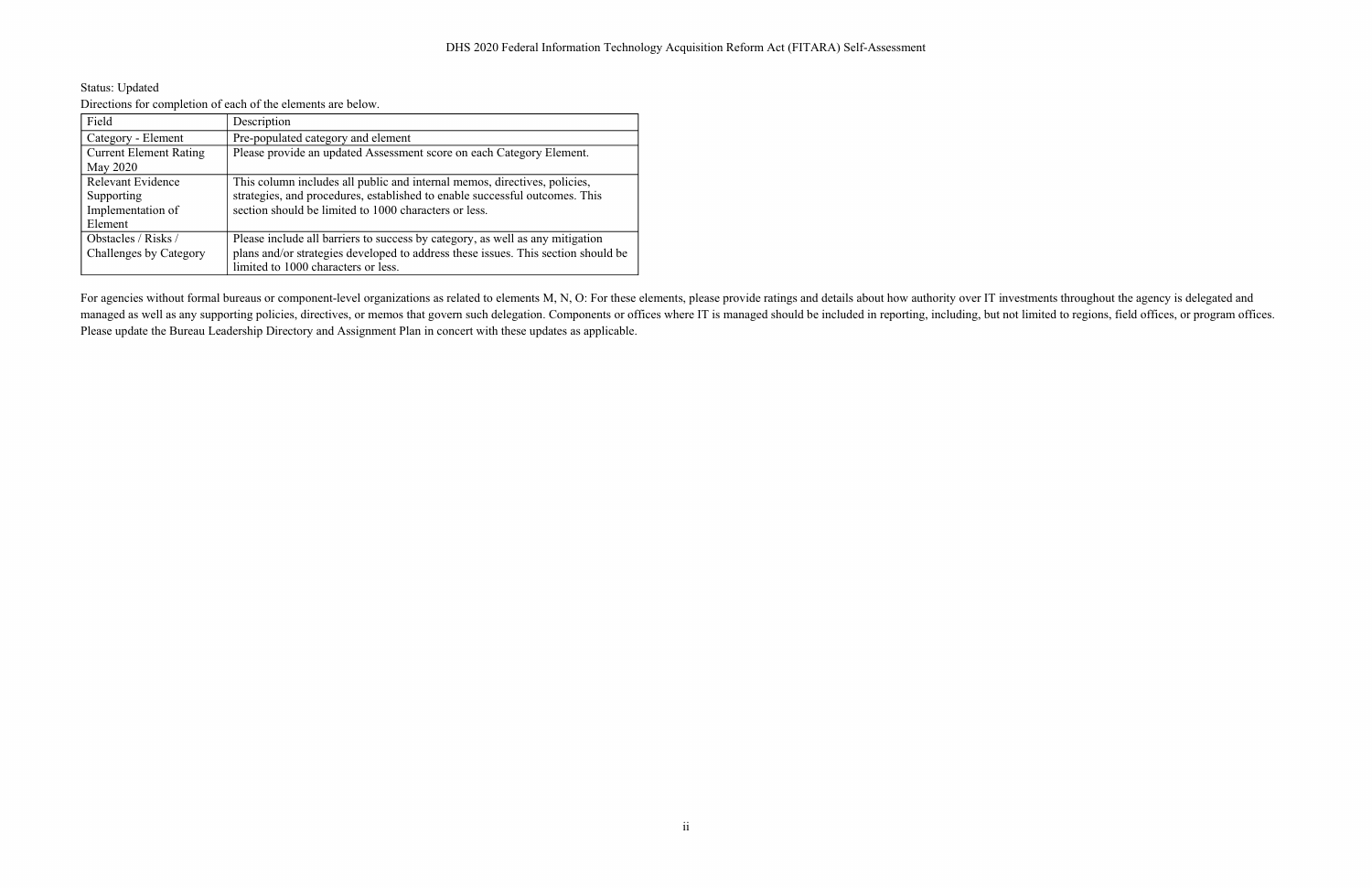Status: Updated

Directions for completion of each of the elements are below.

| Field | Description |
| --- | --- |
| Category - Element | Pre-populated category and element |
| Current Element Rating May 2020 | Please provide an updated Assessment score on each Category Element. |
| Relevant Evidence Supporting Implementation of Element | This column includes all public and internal memos, directives, policies, strategies, and procedures, established to enable successful outcomes. This section should be limited to 1000 characters or less. |
| Obstacles / Risks / Challenges by Category | Please include all barriers to success by category, as well as any mitigation plans and/or strategies developed to address these issues. This section should be limited to 1000 characters or less. |

For agencies without formal bureaus or component-level organizations as related to elements M, N, O: For these elements, please provide ratings and details about how authority over IT investments throughout the agency is delegated and managed as well as any supporting policies, directives, or memos that govern such delegation. Components or offices where IT is managed should be included in reporting, including, but not limited to regions, field offices, or program offices. Please update the Bureau Leadership Directory and Assignment Plan in concert with these updates as applicable.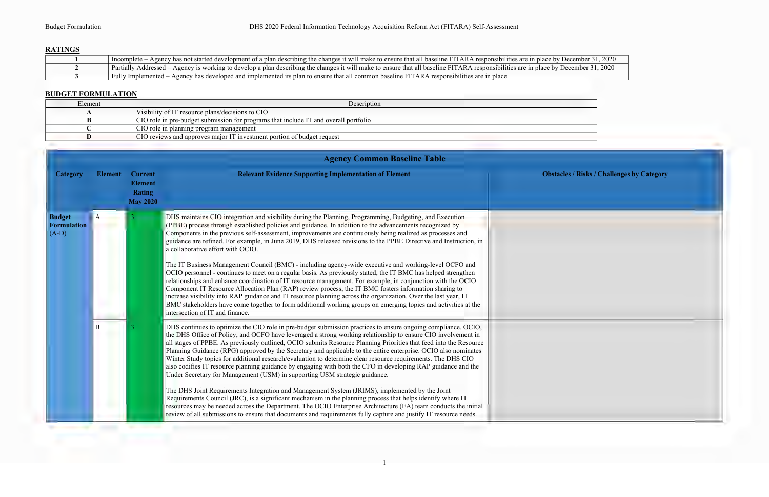## RATINGS

| | |
|---|---|
| **1** | Incomplete – Agency has not started development of a plan describing the changes it will make to ensure that all baseline FITARA responsibilities are in place by December 31, 2020 |
| **2** | Partially Addressed – Agency is working to develop a plan describing the changes it will make to ensure that all baseline FITARA responsibilities are in place by December 31, 2020 |
| **3** | Fully Implemented – Agency has developed and implemented its plan to ensure that all common baseline FITARA responsibilities are in place |

## BUDGET FORMULATION

| Element | Description |
|---|---|
| **A** | Visibility of IT resource plans/decisions to CIO |
| **B** | CIO role in pre-budget submission for programs that include IT and overall portfolio |
| **C** | CIO role in planning program management |
| **D** | CIO reviews and approves major IT investment portion of budget request |

## Agency Common Baseline Table

| Category | Element | Current Element Rating May 2020 | Relevant Evidence Supporting Implementation of Element | Obstacles / Risks / Challenges by Category |
|---|---|---|---|---|
| **Budget Formulation** (A-D) | A | 3 | DHS maintains CIO integration and visibility during the Planning, Programming, Budgeting, and Execution (PPBE) process through established policies and guidance. In addition to the advancements recognized by Components in the previous self-assessment, improvements are continuously being realized as processes and guidance are refined. For example, in June 2019, DHS released revisions to the PPBE Directive and Instruction, in a collaborative effort with OCIO.<br><br>The IT Business Management Council (BMC) - including agency-wide executive and working-level OCFO and OCIO personnel - continues to meet on a regular basis. As previously stated, the IT BMC has helped strengthen relationships and enhance coordination of IT resource management. For example, in conjunction with the OCIO Component IT Resource Allocation Plan (RAP) review process, the IT BMC fosters information sharing to increase visibility into RAP guidance and IT resource planning across the organization. Over the last year, IT BMC stakeholders have come together to form additional working groups on emerging topics and activities at the intersection of IT and finance. | |
| | B | 3 | DHS continues to optimize the CIO role in pre-budget submission practices to ensure ongoing compliance. OCIO, the DHS Office of Policy, and OCFO have leveraged a strong working relationship to ensure CIO involvement in all stages of PPBE. As previously outlined, OCIO submits Resource Planning Priorities that feed into the Resource Planning Guidance (RPG) approved by the Secretary and applicable to the entire enterprise. OCIO also nominates Winter Study topics for additional research/evaluation to determine clear resource requirements. The DHS CIO also codifies IT resource planning guidance by engaging with both the CFO in developing RAP guidance and the Under Secretary for Management (USM) in supporting USM strategic guidance.<br><br>The DHS Joint Requirements Integration and Management System (JRIMS), implemented by the Joint Requirements Council (JRC), is a significant mechanism in the planning process that helps identify where IT resources may be needed across the Department. The OCIO Enterprise Architecture (EA) team conducts the initial review of all submissions to ensure that documents and requirements fully capture and justify IT resource needs. | |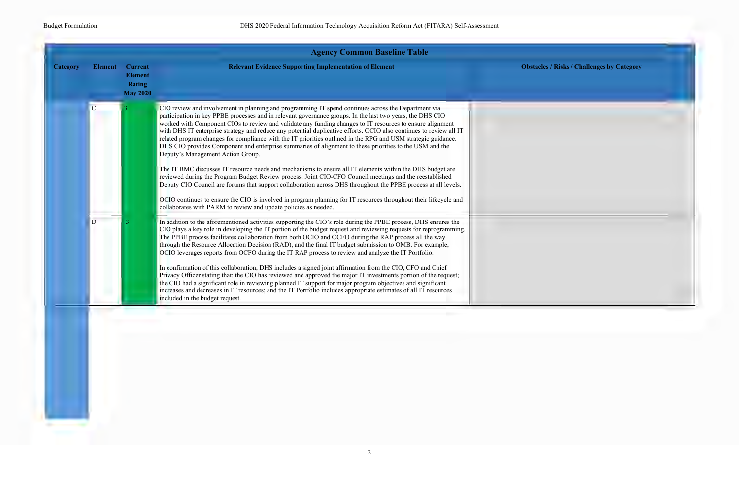| Agency Common Baseline Table | | | | |
|---|---|---|---|---|
| **Category** | **Element** | **Current Element Rating May 2020** | **Relevant Evidence Supporting Implementation of Element** | **Obstacles / Risks / Challenges by Category** |
| | C | 3 | CIO review and involvement in planning and programming IT spend continues across the Department via participation in key PPBE processes and in relevant governance groups. In the last two years, the DHS CIO worked with Component CIOs to review and validate any funding changes to IT resources to ensure alignment with DHS IT enterprise strategy and reduce any potential duplicative efforts. OCIO also continues to review all IT related program changes for compliance with the IT priorities outlined in the RPG and USM strategic guidance. DHS CIO provides Component and enterprise summaries of alignment to these priorities to the USM and the Deputy's Management Action Group.<br><br>The IT BMC discusses IT resource needs and mechanisms to ensure all IT elements within the DHS budget are reviewed during the Program Budget Review process. Joint CIO-CFO Council meetings and the reestablished Deputy CIO Council are forums that support collaboration across DHS throughout the PPBE process at all levels.<br><br>OCIO continues to ensure the CIO is involved in program planning for IT resources throughout their lifecycle and collaborates with PARM to review and update policies as needed. | |
| | D | 3 | In addition to the aforementioned activities supporting the CIO's role during the PPBE process, DHS ensures the CIO plays a key role in developing the IT portion of the budget request and reviewing requests for reprogramming. The PPBE process facilitates collaboration from both OCIO and OCFO during the RAP process all the way through the Resource Allocation Decision (RAD), and the final IT budget submission to OMB. For example, OCIO leverages reports from OCFO during the IT RAP process to review and analyze the IT Portfolio.<br><br>In confirmation of this collaboration, DHS includes a signed joint affirmation from the CIO, CFO and Chief Privacy Officer stating that: the CIO has reviewed and approved the major IT investments portion of the request; the CIO had a significant role in reviewing planned IT support for major program objectives and significant increases and decreases in IT resources; and the IT Portfolio includes appropriate estimates of all IT resources included in the budget request. | |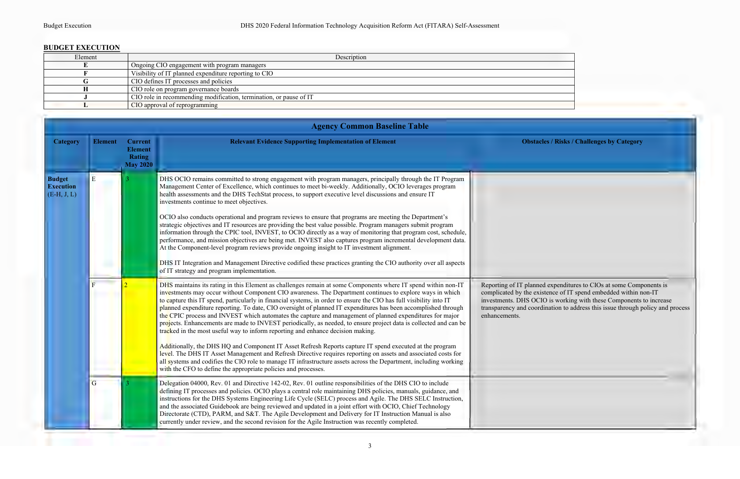## BUDGET EXECUTION

| Element | Description |
|---|---|
| E | Ongoing CIO engagement with program managers |
| F | Visibility of IT planned expenditure reporting to CIO |
| G | CIO defines IT processes and policies |
| H | CIO role on program governance boards |
| J | CIO role in recommending modification, termination, or pause of IT |
| L | CIO approval of reprogramming |

**Agency Common Baseline Table**

| Category | Element | Current Element Rating May 2020 | Relevant Evidence Supporting Implementation of Element | Obstacles / Risks / Challenges by Category |
|---|---|---|---|---|
| **Budget Execution** (E-H, J, L) | E | 3 | DHS OCIO remains committed to strong engagement with program managers, principally through the IT Program Management Center of Excellence, which continues to meet bi-weekly. Additionally, OCIO leverages program health assessments and the DHS TechStat process, to support executive level discussions and ensure IT investments continue to meet objectives.<br><br>OCIO also conducts operational and program reviews to ensure that programs are meeting the Department's strategic objectives and IT resources are providing the best value possible. Program managers submit program information through the CPIC tool, INVEST, to OCIO directly as a way of monitoring that program cost, schedule, performance, and mission objectives are being met. INVEST also captures program incremental development data. At the Component-level program reviews provide ongoing insight to IT investment alignment.<br><br>DHS IT Integration and Management Directive codified these practices granting the CIO authority over all aspects of IT strategy and program implementation. | |
| | F | 2 | DHS maintains its rating in this Element as challenges remain at some Components where IT spend within non-IT investments may occur without Component CIO awareness. The Department continues to explore ways in which to capture this IT spend, particularly in financial systems, in order to ensure the CIO has full visibility into IT planned expenditure reporting. To date, CIO oversight of planned IT expenditures has been accomplished through the CPIC process and INVEST which automates the capture and management of planned expenditures for major projects. Enhancements are made to INVEST periodically, as needed, to ensure project data is collected and can be tracked in the most useful way to inform reporting and enhance decision making.<br><br>Additionally, the DHS HQ and Component IT Asset Refresh Reports capture IT spend executed at the program level. The DHS IT Asset Management and Refresh Directive requires reporting on assets and associated costs for all systems and codifies the CIO role to manage IT infrastructure assets across the Department, including working with the CFO to define the appropriate policies and processes. | Reporting of IT planned expenditures to CIOs at some Components is complicated by the existence of IT spend embedded within non-IT investments. DHS OCIO is working with these Components to increase transparency and coordination to address this issue through policy and process enhancements. |
| | G | 3 | Delegation 04000, Rev. 01 and Directive 142-02, Rev. 01 outline responsibilities of the DHS CIO to include defining IT processes and policies. OCIO plays a central role maintaining DHS policies, manuals, guidance, and instructions for the DHS Systems Engineering Life Cycle (SELC) process and Agile. The DHS SELC Instruction, and the associated Guidebook are being reviewed and updated in a joint effort with OCIO, Chief Technology Directorate (CTD), PARM, and S&T. The Agile Development and Delivery for IT Instruction Manual is also currently under review, and the second revision for the Agile Instruction was recently completed. | |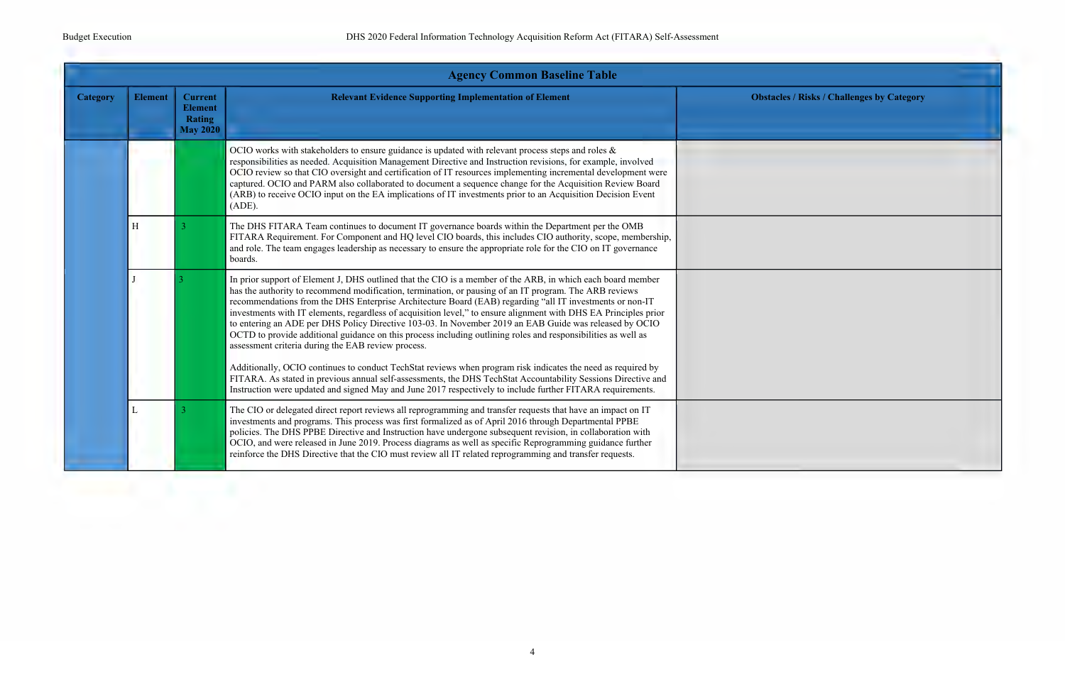| Agency Common Baseline Table | | | | |
|---|---|---|---|---|
| **Category** | **Element** | **Current Element Rating May 2020** | **Relevant Evidence Supporting Implementation of Element** | **Obstacles / Risks / Challenges by Category** |
| | | | OCIO works with stakeholders to ensure guidance is updated with relevant process steps and roles & responsibilities as needed. Acquisition Management Directive and Instruction revisions, for example, involved OCIO review so that CIO oversight and certification of IT resources implementing incremental development were captured. OCIO and PARM also collaborated to document a sequence change for the Acquisition Review Board (ARB) to receive OCIO input on the EA implications of IT investments prior to an Acquisition Decision Event (ADE). | |
| | H | 3 | The DHS FITARA Team continues to document IT governance boards within the Department per the OMB FITARA Requirement. For Component and HQ level CIO boards, this includes CIO authority, scope, membership, and role. The team engages leadership as necessary to ensure the appropriate role for the CIO on IT governance boards. | |
| | J | 3 | In prior support of Element J, DHS outlined that the CIO is a member of the ARB, in which each board member has the authority to recommend modification, termination, or pausing of an IT program. The ARB reviews recommendations from the DHS Enterprise Architecture Board (EAB) regarding "all IT investments or non-IT investments with IT elements, regardless of acquisition level," to ensure alignment with DHS EA Principles prior to entering an ADE per DHS Policy Directive 103-03. In November 2019 an EAB Guide was released by OCIO OCTD to provide additional guidance on this process including outlining roles and responsibilities as well as assessment criteria during the EAB review process.<br><br>Additionally, OCIO continues to conduct TechStat reviews when program risk indicates the need as required by FITARA. As stated in previous annual self-assessments, the DHS TechStat Accountability Sessions Directive and Instruction were updated and signed May and June 2017 respectively to include further FITARA requirements. | |
| | L | 3 | The CIO or delegated direct report reviews all reprogramming and transfer requests that have an impact on IT investments and programs. This process was first formalized as of April 2016 through Departmental PPBE policies. The DHS PPBE Directive and Instruction have undergone subsequent revision, in collaboration with OCIO, and were released in June 2019. Process diagrams as well as specific Reprogramming guidance further reinforce the DHS Directive that the CIO must review all IT related reprogramming and transfer requests. | |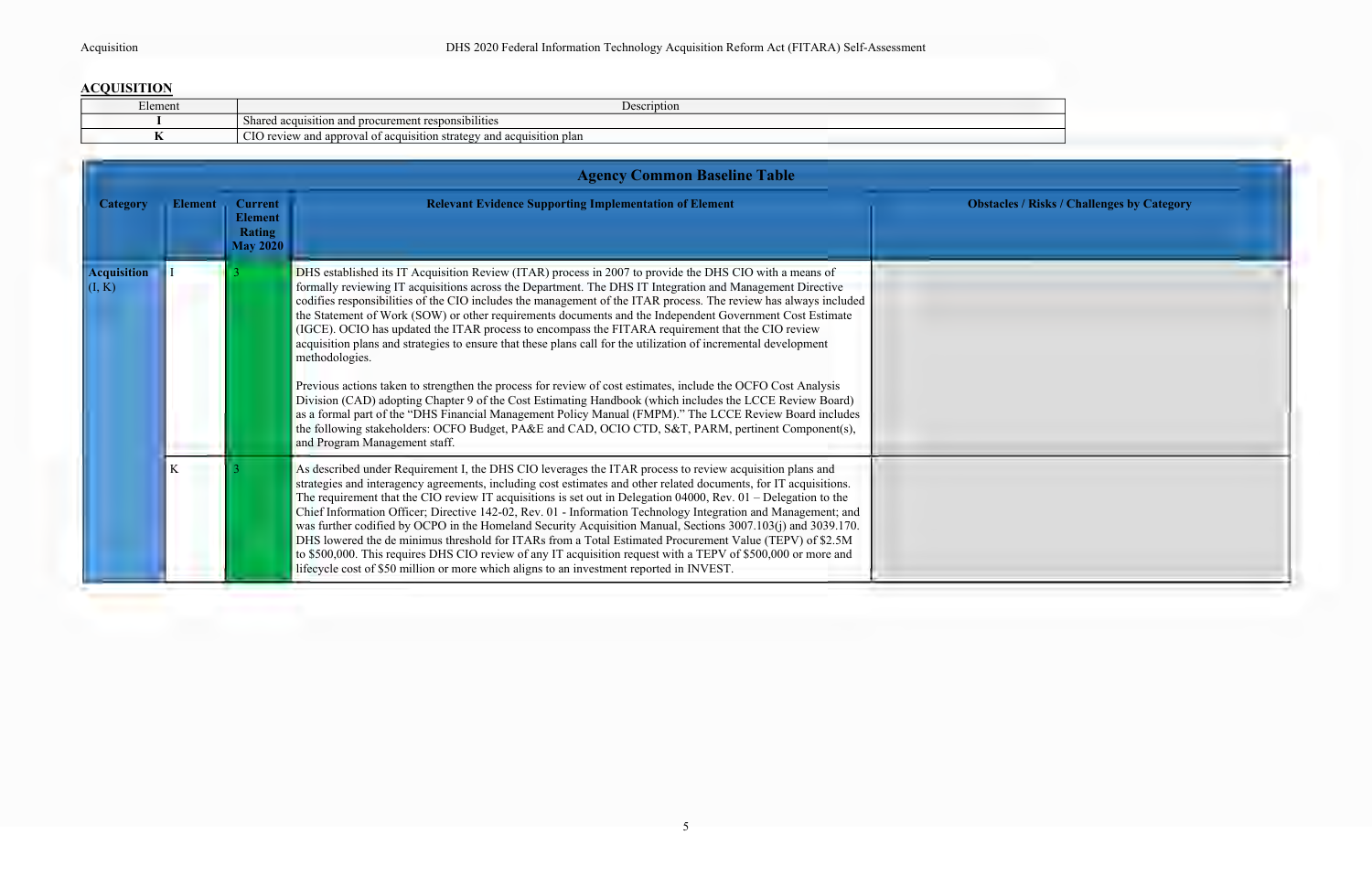## ACQUISITION

| Element | Description |
| --- | --- |
| **I** | Shared acquisition and procurement responsibilities |
| **K** | CIO review and approval of acquisition strategy and acquisition plan |

**Agency Common Baseline Table**

| Category | Element | Current Element Rating May 2020 | Relevant Evidence Supporting Implementation of Element | Obstacles / Risks / Challenges by Category |
| --- | --- | --- | --- | --- |
| **Acquisition** (I, K) | I | 3 | DHS established its IT Acquisition Review (ITAR) process in 2007 to provide the DHS CIO with a means of formally reviewing IT acquisitions across the Department. The DHS IT Integration and Management Directive codifies responsibilities of the CIO includes the management of the ITAR process. The review has always included the Statement of Work (SOW) or other requirements documents and the Independent Government Cost Estimate (IGCE). OCIO has updated the ITAR process to encompass the FITARA requirement that the CIO review acquisition plans and strategies to ensure that these plans call for the utilization of incremental development methodologies.<br><br>Previous actions taken to strengthen the process for review of cost estimates, include the OCFO Cost Analysis Division (CAD) adopting Chapter 9 of the Cost Estimating Handbook (which includes the LCCE Review Board) as a formal part of the "DHS Financial Management Policy Manual (FMPM)." The LCCE Review Board includes the following stakeholders: OCFO Budget, PA&E and CAD, OCIO CTD, S&T, PARM, pertinent Component(s), and Program Management staff. | |
| | K | 3 | As described under Requirement I, the DHS CIO leverages the ITAR process to review acquisition plans and strategies and interagency agreements, including cost estimates and other related documents, for IT acquisitions. The requirement that the CIO review IT acquisitions is set out in Delegation 04000, Rev. 01 – Delegation to the Chief Information Officer; Directive 142-02, Rev. 01 - Information Technology Integration and Management; and was further codified by OCPO in the Homeland Security Acquisition Manual, Sections 3007.103(j) and 3039.170. DHS lowered the de minimus threshold for ITARs from a Total Estimated Procurement Value (TEPV) of $2.5M to $500,000. This requires DHS CIO review of any IT acquisition request with a TEPV of $500,000 or more and lifecycle cost of $50 million or more which aligns to an investment reported in INVEST. | |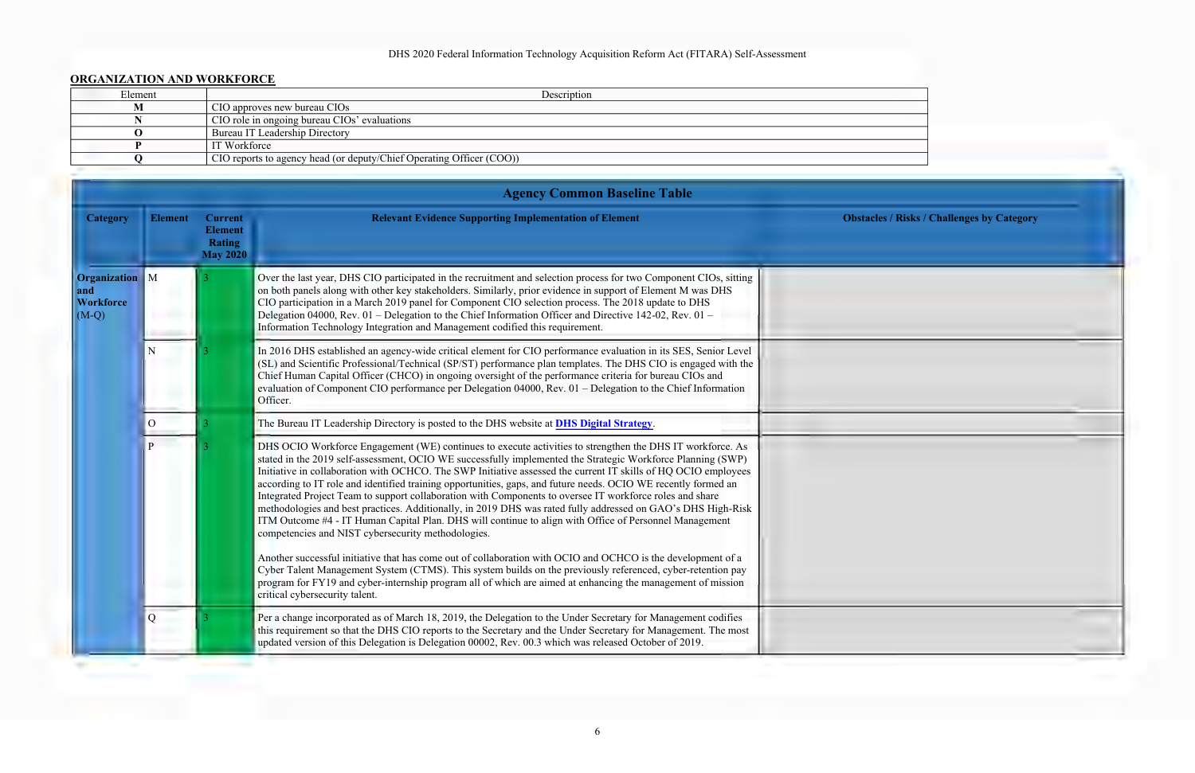## ORGANIZATION AND WORKFORCE

| Element | Description |
|---|---|
| **M** | CIO approves new bureau CIOs |
| **N** | CIO role in ongoing bureau CIOs' evaluations |
| **O** | Bureau IT Leadership Directory |
| **P** | IT Workforce |
| **Q** | CIO reports to agency head (or deputy/Chief Operating Officer (COO)) |

**Agency Common Baseline Table**

| Category | Element | Current Element Rating May 2020 | Relevant Evidence Supporting Implementation of Element | Obstacles / Risks / Challenges by Category |
|---|---|---|---|---|
| **Organization and Workforce** (M-Q) | M | 3 | Over the last year, DHS CIO participated in the recruitment and selection process for two Component CIOs, sitting on both panels along with other key stakeholders. Similarly, prior evidence in support of Element M was DHS CIO participation in a March 2019 panel for Component CIO selection process. The 2018 update to DHS Delegation 04000, Rev. 01 – Delegation to the Chief Information Officer and Directive 142-02, Rev. 01 – Information Technology Integration and Management codified this requirement. | |
| | N | 3 | In 2016 DHS established an agency-wide critical element for CIO performance evaluation in its SES, Senior Level (SL) and Scientific Professional/Technical (SP/ST) performance plan templates. The DHS CIO is engaged with the Chief Human Capital Officer (CHCO) in ongoing oversight of the performance criteria for bureau CIOs and evaluation of Component CIO performance per Delegation 04000, Rev. 01 – Delegation to the Chief Information Officer. | |
| | O | 3 | The Bureau IT Leadership Directory is posted to the DHS website at **DHS Digital Strategy**. | |
| | P | 3 | DHS OCIO Workforce Engagement (WE) continues to execute activities to strengthen the DHS IT workforce. As stated in the 2019 self-assessment, OCIO WE successfully implemented the Strategic Workforce Planning (SWP) Initiative in collaboration with OCHCO. The SWP Initiative assessed the current IT skills of HQ OCIO employees according to IT role and identified training opportunities, gaps, and future needs. OCIO WE recently formed an Integrated Project Team to support collaboration with Components to oversee IT workforce roles and share methodologies and best practices. Additionally, in 2019 DHS was rated fully addressed on GAO's DHS High-Risk ITM Outcome #4 - IT Human Capital Plan. DHS will continue to align with Office of Personnel Management competencies and NIST cybersecurity methodologies.<br><br>Another successful initiative that has come out of collaboration with OCIO and OCHCO is the development of a Cyber Talent Management System (CTMS). This system builds on the previously referenced, cyber-retention pay program for FY19 and cyber-internship program all of which are aimed at enhancing the management of mission critical cybersecurity talent. | |
| | Q | 3 | Per a change incorporated as of March 18, 2019, the Delegation to the Under Secretary for Management codifies this requirement so that the DHS CIO reports to the Secretary and the Under Secretary for Management. The most updated version of this Delegation is Delegation 00002, Rev. 00.3 which was released October of 2019. | |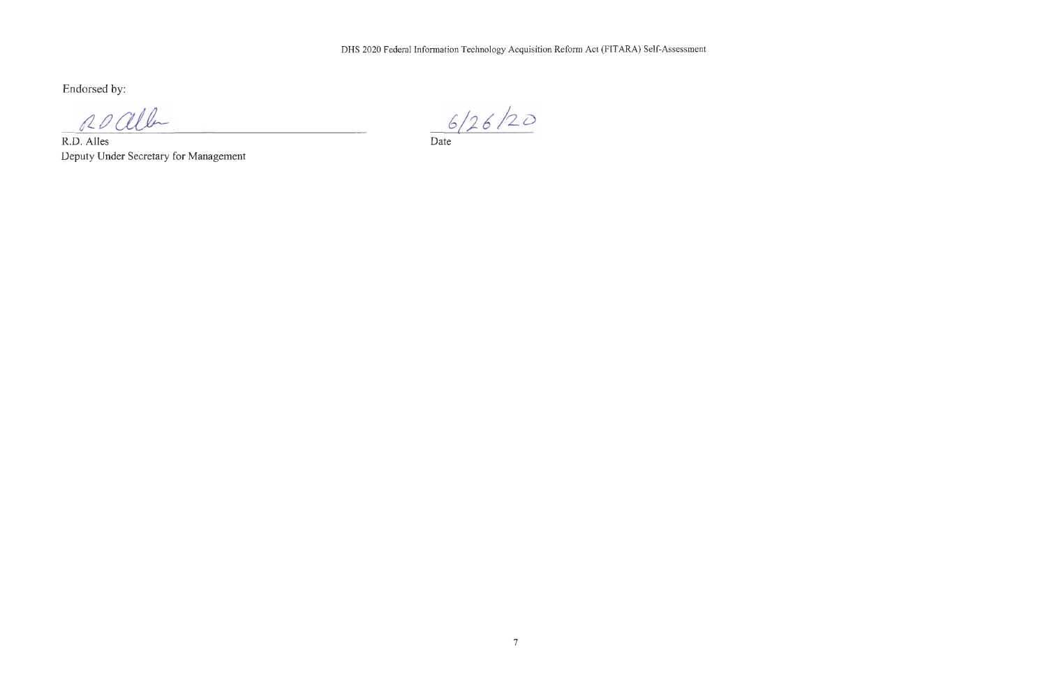Endorsed by:

R.D. Alles
Deputy Under Secretary for Management

6/26/20
Date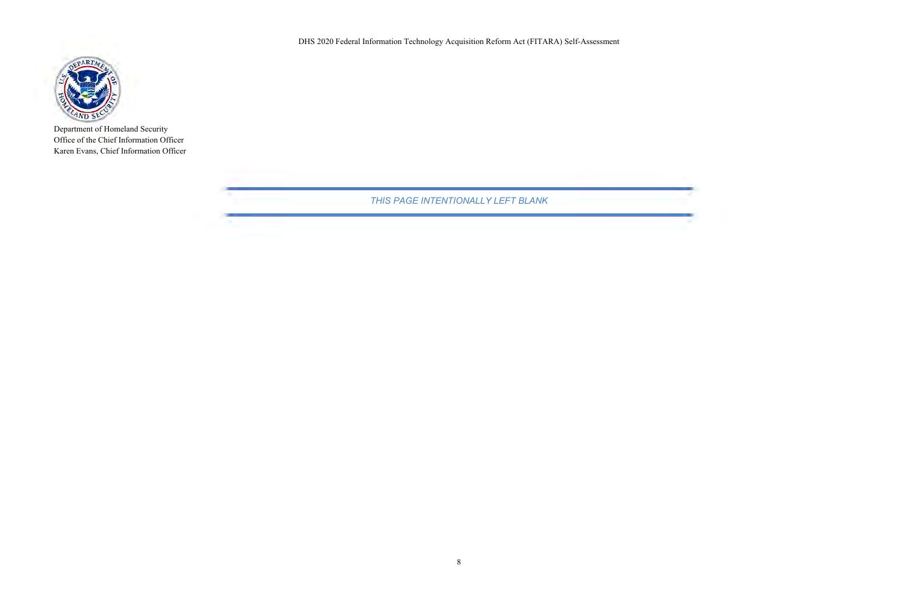Department of Homeland Security
Office of the Chief Information Officer
Karen Evans, Chief Information Officer

*THIS PAGE INTENTIONALLY LEFT BLANK*